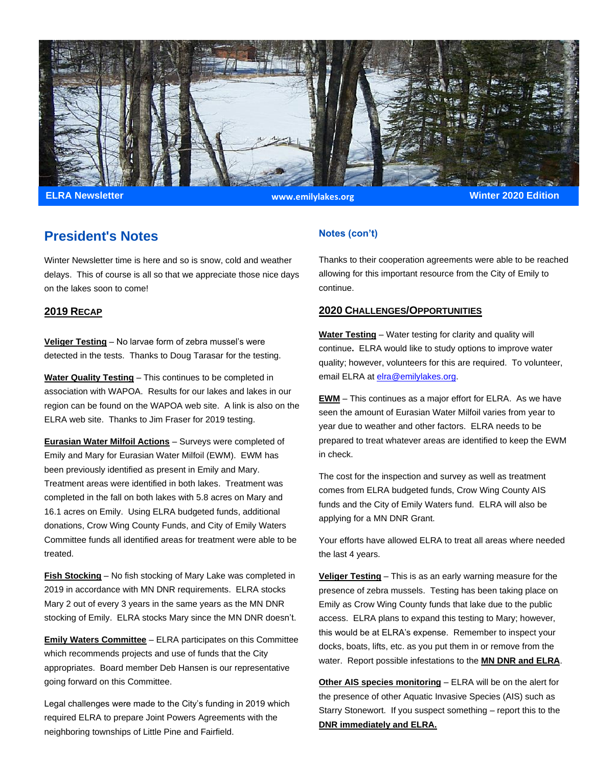ELRA Newsletter | www.emilylakes.org | Winter 2020 Edition

## President's Notes

Winter Newsletter time is here and so is snow, cold and weather delays. This of course is all so that we appreciate those nice days on the lakes soon to come!

### 2019 Recap

**Veliger Testing** – No larvae form of zebra mussel's were detected in the tests. Thanks to Doug Tarasar for the testing.

**Water Quality Testing** – This continues to be completed in association with WAPOA. Results for our lakes and lakes in our region can be found on the WAPOA web site. A link is also on the ELRA web site. Thanks to Jim Fraser for 2019 testing.

**Eurasian Water Milfoil Actions** – Surveys were completed of Emily and Mary for Eurasian Water Milfoil (EWM). EWM has been previously identified as present in Emily and Mary. Treatment areas were identified in both lakes. Treatment was completed in the fall on both lakes with 5.8 acres on Mary and 16.1 acres on Emily. Using ELRA budgeted funds, additional donations, Crow Wing County Funds, and City of Emily Waters Committee funds all identified areas for treatment were able to be treated.

**Fish Stocking** – No fish stocking of Mary Lake was completed in 2019 in accordance with MN DNR requirements. ELRA stocks Mary 2 out of every 3 years in the same years as the MN DNR stocking of Emily. ELRA stocks Mary since the MN DNR doesn't.

**Emily Waters Committee** – ELRA participates on this Committee which recommends projects and use of funds that the City appropriates. Board member Deb Hansen is our representative going forward on this Committee.

Legal challenges were made to the City's funding in 2019 which required ELRA to prepare Joint Powers Agreements with the neighboring townships of Little Pine and Fairfield.

### Notes (con't)

Thanks to their cooperation agreements were able to be reached allowing for this important resource from the City of Emily to continue.

### 2020 Challenges/Opportunities

**Water Testing** – Water testing for clarity and quality will continue**.** ELRA would like to study options to improve water quality; however, volunteers for this are required. To volunteer, email ELRA at elra@emilylakes.org.

**EWM** – This continues as a major effort for ELRA. As we have seen the amount of Eurasian Water Milfoil varies from year to year due to weather and other factors. ELRA needs to be prepared to treat whatever areas are identified to keep the EWM in check.

The cost for the inspection and survey as well as treatment comes from ELRA budgeted funds, Crow Wing County AIS funds and the City of Emily Waters fund. ELRA will also be applying for a MN DNR Grant.

Your efforts have allowed ELRA to treat all areas where needed the last 4 years.

**Veliger Testing** – This is as an early warning measure for the presence of zebra mussels. Testing has been taking place on Emily as Crow Wing County funds that lake due to the public access. ELRA plans to expand this testing to Mary; however, this would be at ELRA's expense. Remember to inspect your docks, boats, lifts, etc. as you put them in or remove from the water. Report possible infestations to the **MN DNR and ELRA**.

**Other AIS species monitoring** – ELRA will be on the alert for the presence of other Aquatic Invasive Species (AIS) such as Starry Stonewort. If you suspect something – report this to the **DNR immediately and ELRA.**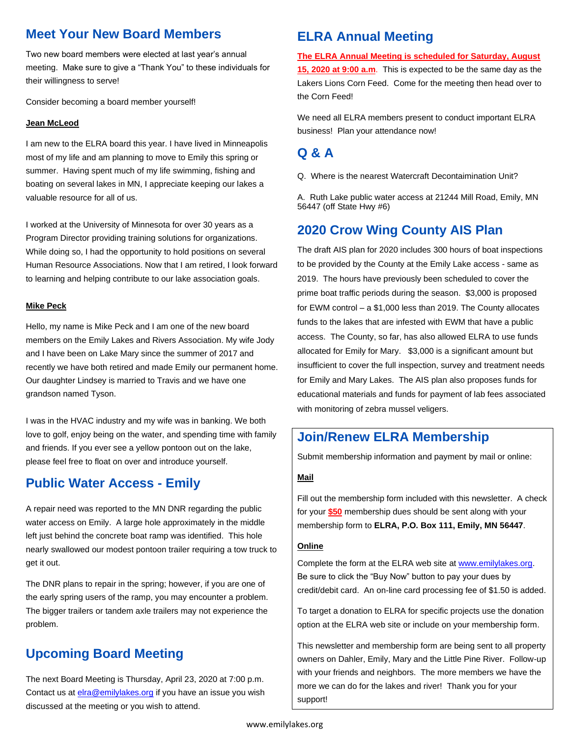## Meet Your New Board Members

Two new board members were elected at last year's annual meeting. Make sure to give a "Thank You" to these individuals for their willingness to serve!

Consider becoming a board member yourself!

**Jean McLeod**

I am new to the ELRA board this year. I have lived in Minneapolis most of my life and am planning to move to Emily this spring or summer. Having spent much of my life swimming, fishing and boating on several lakes in MN, I appreciate keeping our lakes a valuable resource for all of us.

I worked at the University of Minnesota for over 30 years as a Program Director providing training solutions for organizations. While doing so, I had the opportunity to hold positions on several Human Resource Associations. Now that I am retired, I look forward to learning and helping contribute to our lake association goals.

**Mike Peck**

Hello, my name is Mike Peck and I am one of the new board members on the Emily Lakes and Rivers Association. My wife Jody and I have been on Lake Mary since the summer of 2017 and recently we have both retired and made Emily our permanent home. Our daughter Lindsey is married to Travis and we have one grandson named Tyson.

I was in the HVAC industry and my wife was in banking. We both love to golf, enjoy being on the water, and spending time with family and friends. If you ever see a yellow pontoon out on the lake, please feel free to float on over and introduce yourself.

## Public Water Access - Emily

A repair need was reported to the MN DNR regarding the public water access on Emily. A large hole approximately in the middle left just behind the concrete boat ramp was identified. This hole nearly swallowed our modest pontoon trailer requiring a tow truck to get it out.

The DNR plans to repair in the spring; however, if you are one of the early spring users of the ramp, you may encounter a problem. The bigger trailers or tandem axle trailers may not experience the problem.

## Upcoming Board Meeting

The next Board Meeting is Thursday, April 23, 2020 at 7:00 p.m. Contact us at elra@emilylakes.org if you have an issue you wish discussed at the meeting or you wish to attend.

## ELRA Annual Meeting

**The ELRA Annual Meeting is scheduled for Saturday, August 15, 2020 at 9:00 a.m**. This is expected to be the same day as the Lakers Lions Corn Feed. Come for the meeting then head over to the Corn Feed!

We need all ELRA members present to conduct important ELRA business! Plan your attendance now!

## Q & A

Q. Where is the nearest Watercraft Decontaimination Unit?

A. Ruth Lake public water access at 21244 Mill Road, Emily, MN 56447 (off State Hwy #6)

## 2020 Crow Wing County AIS Plan

The draft AIS plan for 2020 includes 300 hours of boat inspections to be provided by the County at the Emily Lake access - same as 2019. The hours have previously been scheduled to cover the prime boat traffic periods during the season. $3,000 is proposed for EWM control – a $1,000 less than 2019. The County allocates funds to the lakes that are infested with EWM that have a public access. The County, so far, has also allowed ELRA to use funds allocated for Emily for Mary. $3,000 is a significant amount but insufficient to cover the full inspection, survey and treatment needs for Emily and Mary Lakes. The AIS plan also proposes funds for educational materials and funds for payment of lab fees associated with monitoring of zebra mussel veligers.

## Join/Renew ELRA Membership

Submit membership information and payment by mail or online:

**Mail**

Fill out the membership form included with this newsletter. A check for your **$50** membership dues should be sent along with your membership form to **ELRA, P.O. Box 111, Emily, MN 56447**.

**Online**

Complete the form at the ELRA web site at www.emilylakes.org. Be sure to click the "Buy Now" button to pay your dues by credit/debit card. An on-line card processing fee of $1.50 is added.

To target a donation to ELRA for specific projects use the donation option at the ELRA web site or include on your membership form.

This newsletter and membership form are being sent to all property owners on Dahler, Emily, Mary and the Little Pine River. Follow-up with your friends and neighbors. The more members we have the more we can do for the lakes and river! Thank you for your support!